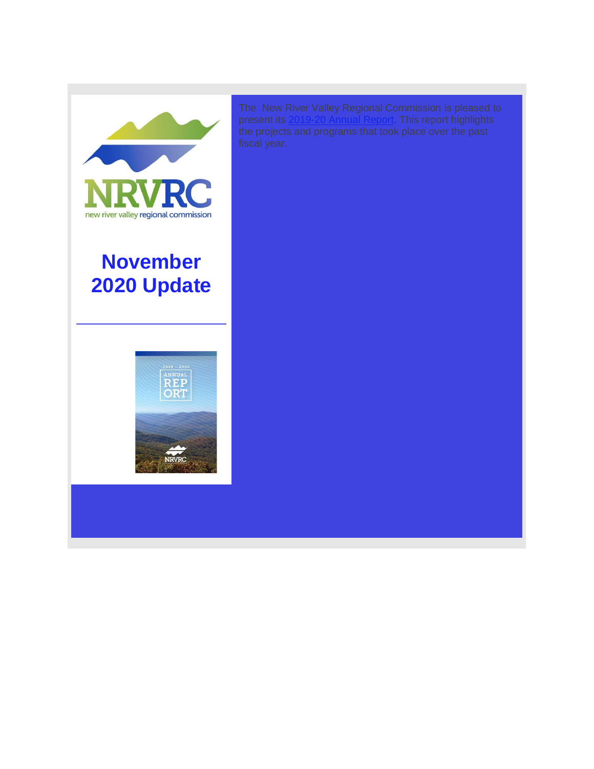NRVRC
new river valley regional commission

# November 2020 Update

2019 - 2020 ANNUAL REPORT

NRVRC

The New River Valley Regional Commission is pleased to present its 2019-20 Annual Report. This report highlights the projects and programs that took place over the past fiscal year.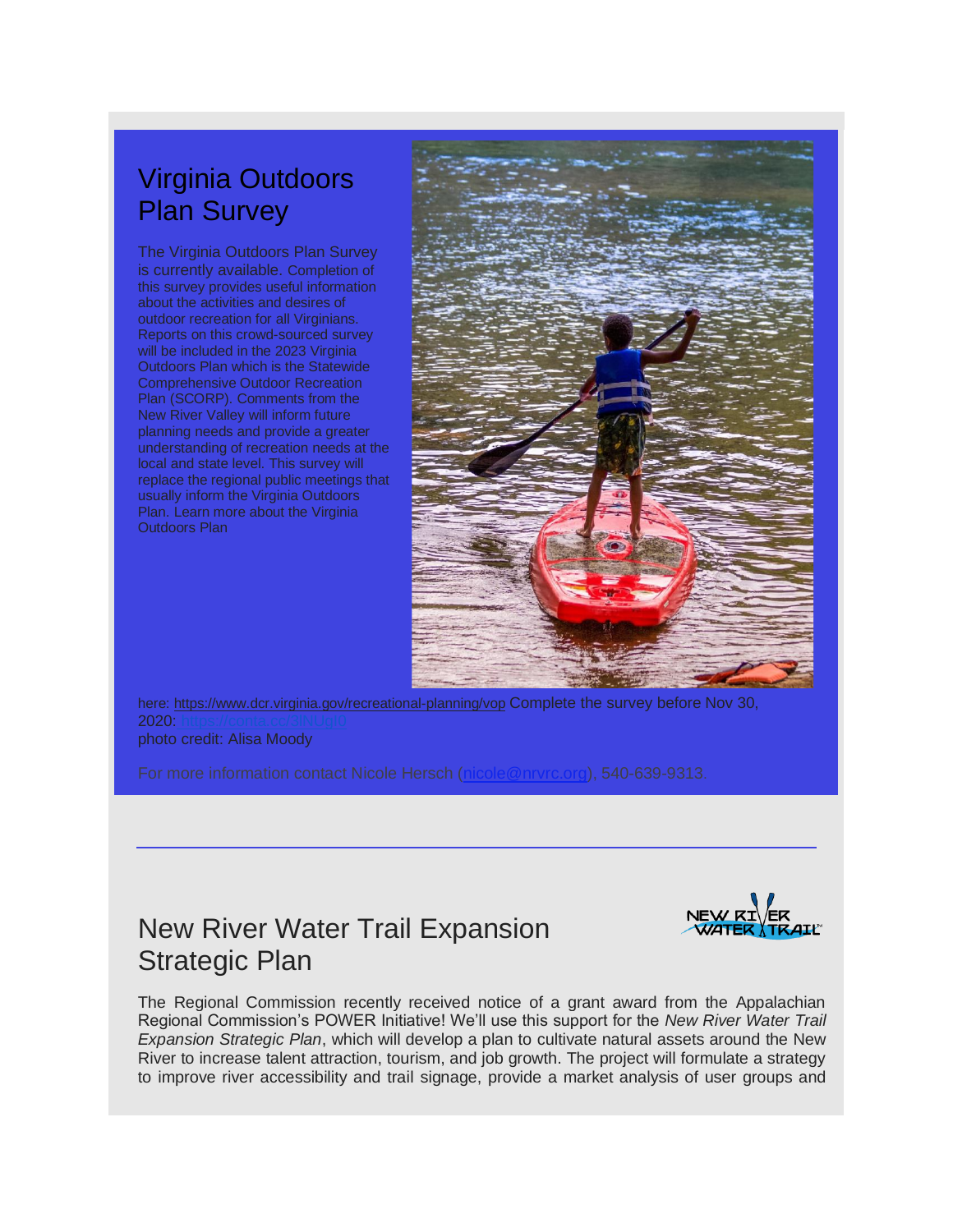## Virginia Outdoors Plan Survey

The Virginia Outdoors Plan Survey is currently available. Completion of this survey provides useful information about the activities and desires of outdoor recreation for all Virginians. Reports on this crowd-sourced survey will be included in the 2023 Virginia Outdoors Plan which is the Statewide Comprehensive Outdoor Recreation Plan (SCORP). Comments from the New River Valley will inform future planning needs and provide a greater understanding of recreation needs at the local and state level. This survey will replace the regional public meetings that usually inform the Virginia Outdoors Plan. Learn more about the Virginia Outdoors Plan here: https://www.dcr.virginia.gov/recreational-planning/vop Complete the survey before Nov 30, 2020: https://conta.cc/3lNUgt0

photo credit: Alisa Moody

For more information contact Nicole Hersch (nicole@nrvrc.org), 540-639-9313.

---

## New River Water Trail Expansion Strategic Plan

NEW RIVER WATER TRAIL

The Regional Commission recently received notice of a grant award from the Appalachian Regional Commission's POWER Initiative! We'll use this support for the *New River Water Trail Expansion Strategic Plan*, which will develop a plan to cultivate natural assets around the New River to increase talent attraction, tourism, and job growth. The project will formulate a strategy to improve river accessibility and trail signage, provide a market analysis of user groups and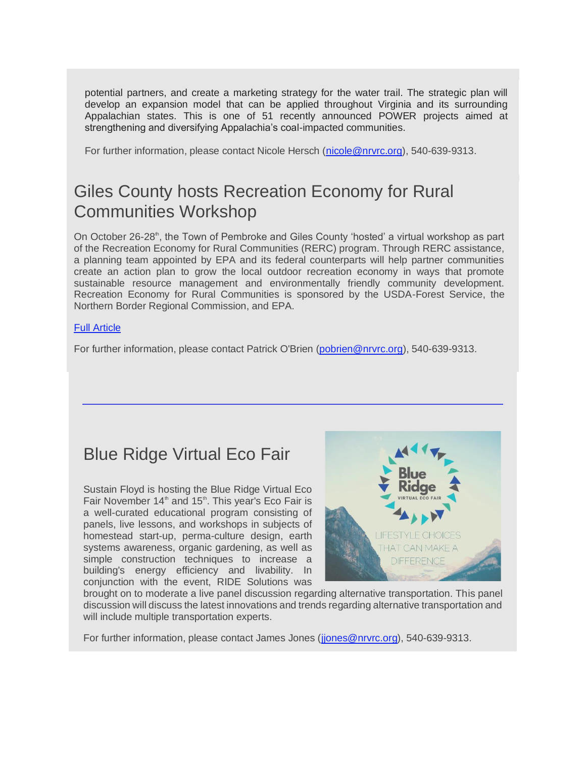potential partners, and create a marketing strategy for the water trail. The strategic plan will develop an expansion model that can be applied throughout Virginia and its surrounding Appalachian states. This is one of 51 recently announced POWER projects aimed at strengthening and diversifying Appalachia's coal-impacted communities.

For further information, please contact Nicole Hersch (nicole@nrvrc.org), 540-639-9313.

## Giles County hosts Recreation Economy for Rural Communities Workshop

On October 26-28th, the Town of Pembroke and Giles County 'hosted' a virtual workshop as part of the Recreation Economy for Rural Communities (RERC) program. Through RERC assistance, a planning team appointed by EPA and its federal counterparts will help partner communities create an action plan to grow the local outdoor recreation economy in ways that promote sustainable resource management and environmentally friendly community development. Recreation Economy for Rural Communities is sponsored by the USDA-Forest Service, the Northern Border Regional Commission, and EPA.

Full Article

For further information, please contact Patrick O'Brien (pobrien@nrvrc.org), 540-639-9313.

---

## Blue Ridge Virtual Eco Fair

Sustain Floyd is hosting the Blue Ridge Virtual Eco Fair November 14th and 15th. This year's Eco Fair is a well-curated educational program consisting of panels, live lessons, and workshops in subjects of homestead start-up, perma-culture design, earth systems awareness, organic gardening, as well as simple construction techniques to increase a building's energy efficiency and livability. In conjunction with the event, RIDE Solutions was brought on to moderate a live panel discussion regarding alternative transportation. This panel discussion will discuss the latest innovations and trends regarding alternative transportation and will include multiple transportation experts.

For further information, please contact James Jones (jjones@nrvrc.org), 540-639-9313.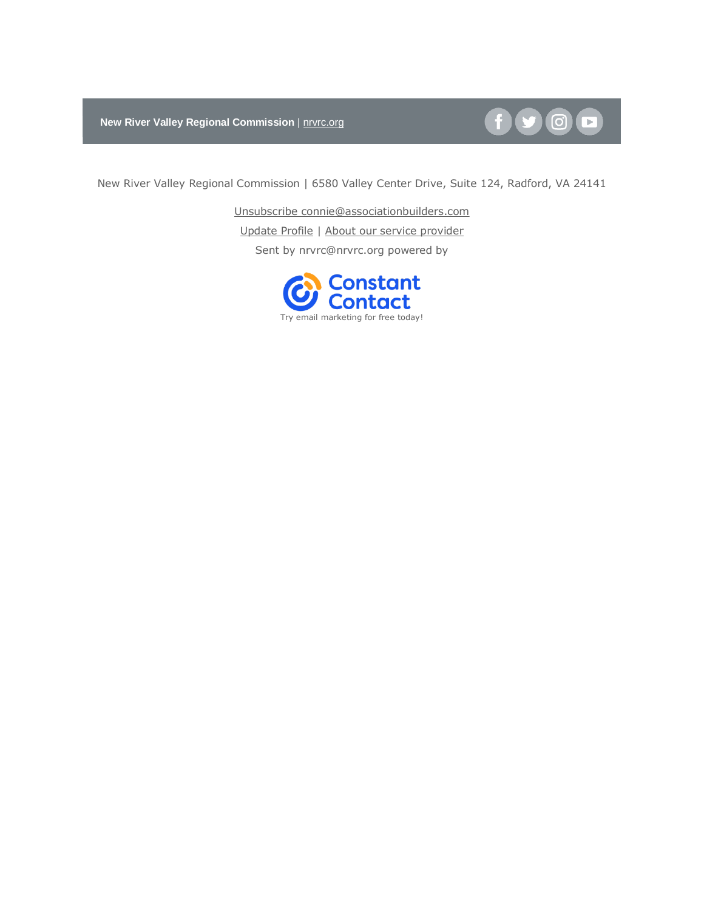**New River Valley Regional Commission** | nrvrc.org

New River Valley Regional Commission | 6580 Valley Center Drive, Suite 124, Radford, VA 24141

Unsubscribe connie@associationbuilders.com

Update Profile | About our service provider

Sent by nrvrc@nrvrc.org powered by

Constant Contact

Try email marketing for free today!